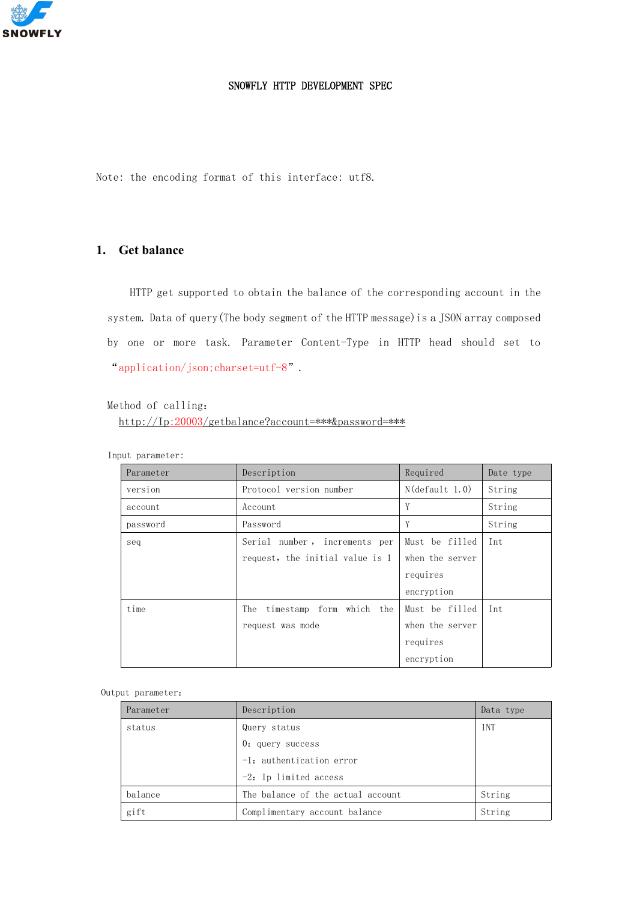SNOWFLY HTTP DEVELOPMENT SPEC

Note: the encoding format of this interface: utf8.

## 1. Get balance

HTTP get supported to obtain the balance of the corresponding account in the system. Data of query (The body segment of the HTTP message) is a JSON array composed by one or more task. Parameter Content-Type in HTTP head should set to “application/json;charset=utf-8”.

Method of calling:

http://Ip:20003/getbalance?account=***&password=***

Input parameter:

| Parameter | Description | Required | Date type |
|---|---|---|---|
| version | Protocol version number | N(default 1.0) | String |
| account | Account | Y | String |
| password | Password | Y | String |
| seq | Serial number, increments per request, the initial value is 1 | Must be filled when the server requires encryption | Int |
| time | The timestamp form which the request was mode | Must be filled when the server requires encryption | Int |

Output parameter:

| Parameter | Description | Data type |
|---|---|---|
| status | Query status<br>0: query success<br>-1: authentication error<br>-2: Ip limited access | INT |
| balance | The balance of the actual account | String |
| gift | Complimentary account balance | String |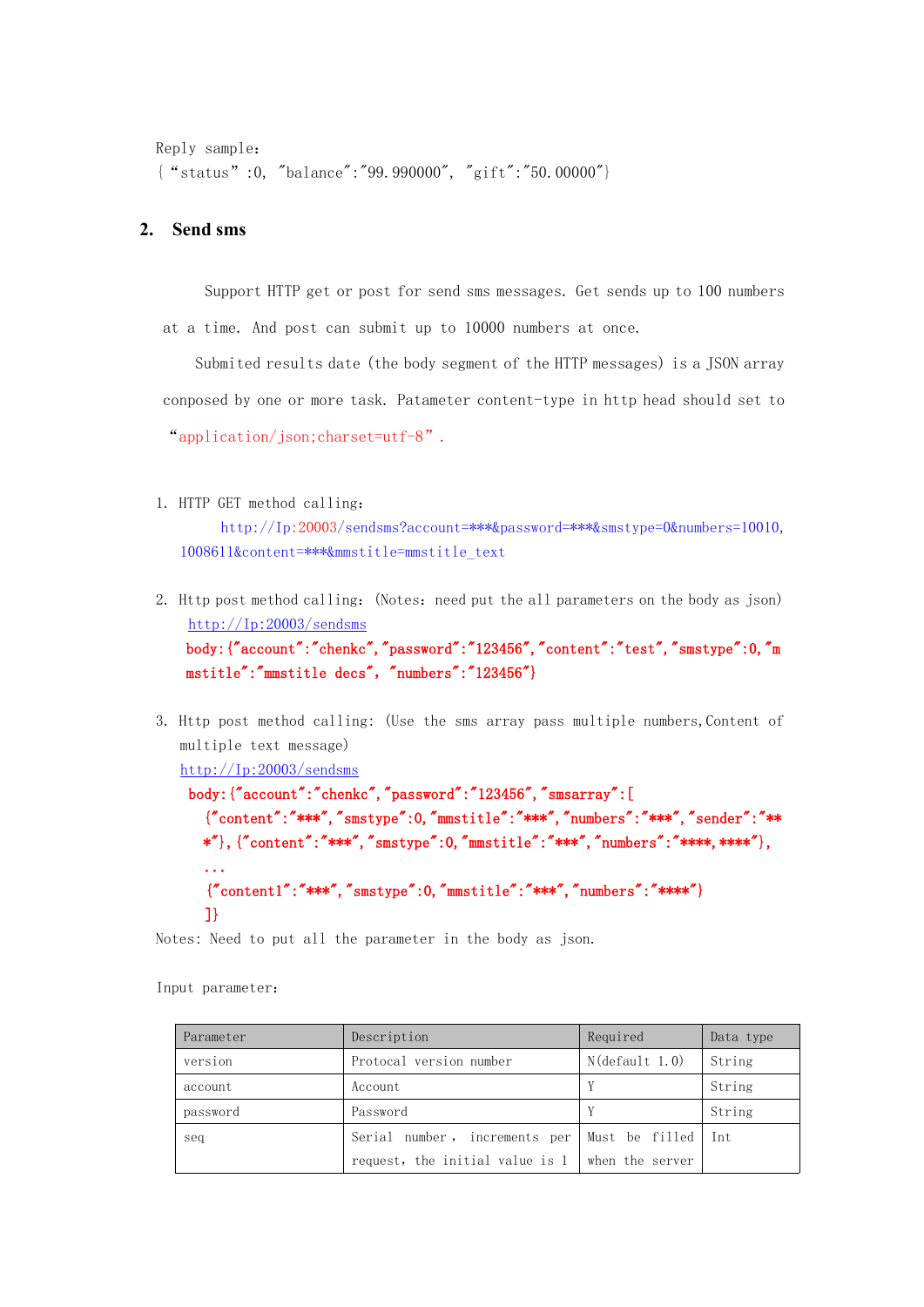Reply sample:
{ "status" :0, "balance":"99.990000", "gift":"50.00000"}

## 2. Send sms

Support HTTP get or post for send sms messages. Get sends up to 100 numbers at a time. And post can submit up to 10000 numbers at once.

Submited results date (the body segment of the HTTP messages) is a JSON array conposed by one or more task. Patameter content-type in http head should set to "application/json;charset=utf-8".

1. HTTP GET method calling:
   http://Ip:20003/sendsms?account=***&password=***&smstype=0&numbers=10010,1008611&content=***&mmstitle=mmstitle_text

2. Http post method calling: (Notes: need put the all parameters on the body as json)
   http://Ip:20003/sendsms
   **body:{"account":"chenkc","password":"123456","content":"test","smstype":0,"mmstitle":"mmstitle decs", "numbers":"123456"}**

3. Http post method calling: (Use the sms array pass multiple numbers,Content of multiple text message)
   http://Ip:20003/sendsms
   **body:{"account":"chenkc","password":"123456","smsarray":[
   {"content":"***","smstype":0,"mmstitle":"***","numbers":"***","sender":"***"},{"content":"***","smstype":0,"mmstitle":"***","numbers":"****,****"},
   ...
   {"content1":"***","smstype":0,"mmstitle":"***","numbers":"****"}
   ]}**

Notes: Need to put all the parameter in the body as json.

Input parameter:

| Parameter | Description | Required | Data type |
|---|---|---|---|
| version | Protocal version number | N(default 1.0) | String |
| account | Account | Y | String |
| password | Password | Y | String |
| seq | Serial number , increments per request, the initial value is 1 | Must be filled when the server | Int |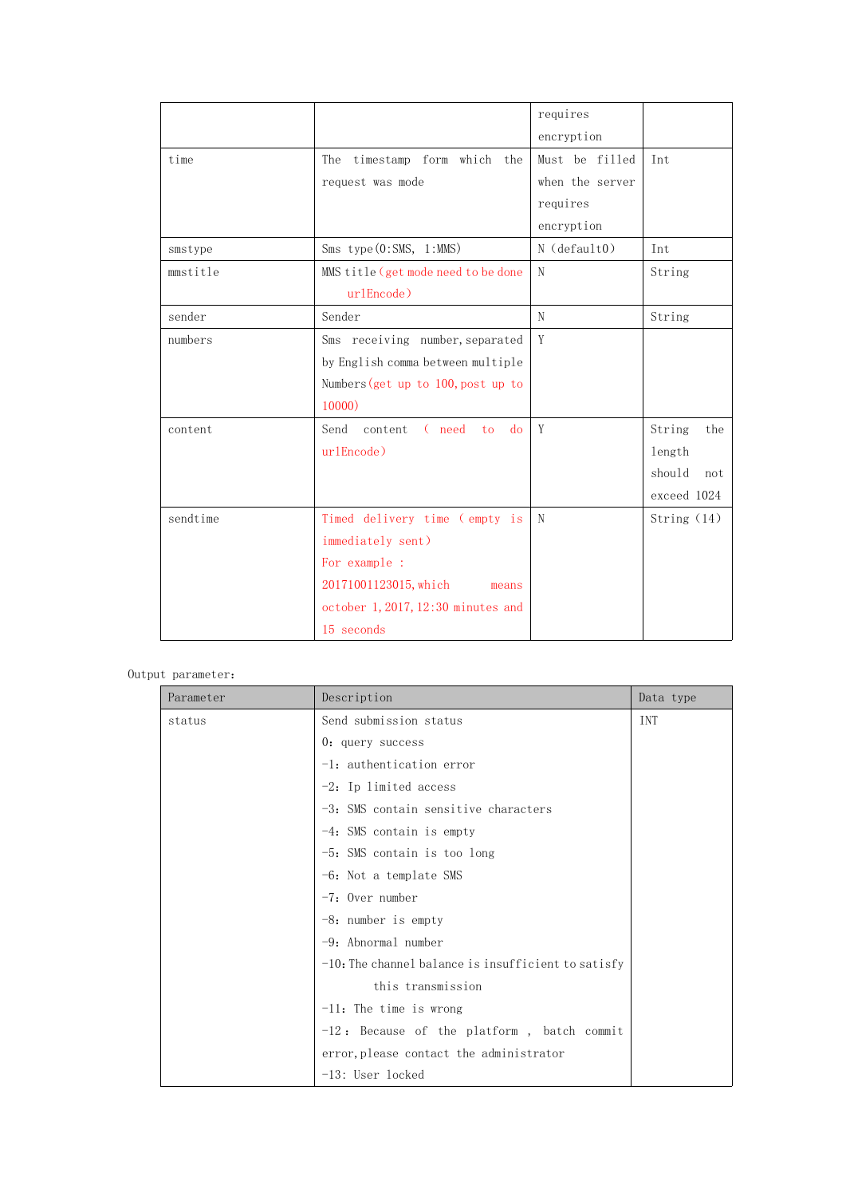| | | requires encryption | |
|---|---|---|---|
| time | The timestamp form which the request was mode | Must be filled when the server requires encryption | Int |
| smstype | Sms type(0:SMS, 1:MMS) | N (default0) | Int |
| mmstitle | MMS title(get mode need to be done urlEncode) | N | String |
| sender | Sender | N | String |
| numbers | Sms receiving number,separated by English comma between multiple Numbers(get up to 100,post up to 10000) | Y | |
| content | Send content ( need to do urlEncode) | Y | String the length should not exceed 1024 |
| sendtime | Timed delivery time ( empty is immediately sent) For example : 20171001123015,which means october 1,2017,12:30 minutes and 15 seconds | N | String(14) |

Output parameter:

| Parameter | Description | Data type |
|---|---|---|
| status | Send submission status<br>0: query success<br>-1: authentication error<br>-2: Ip limited access<br>-3: SMS contain sensitive characters<br>-4: SMS contain is empty<br>-5: SMS contain is too long<br>-6: Not a template SMS<br>-7: Over number<br>-8: number is empty<br>-9: Abnormal number<br>-10: The channel balance is insufficient to satisfy this transmission<br>-11: The time is wrong<br>-12: Because of the platform , batch commit error,please contact the administrator<br>-13: User locked | INT |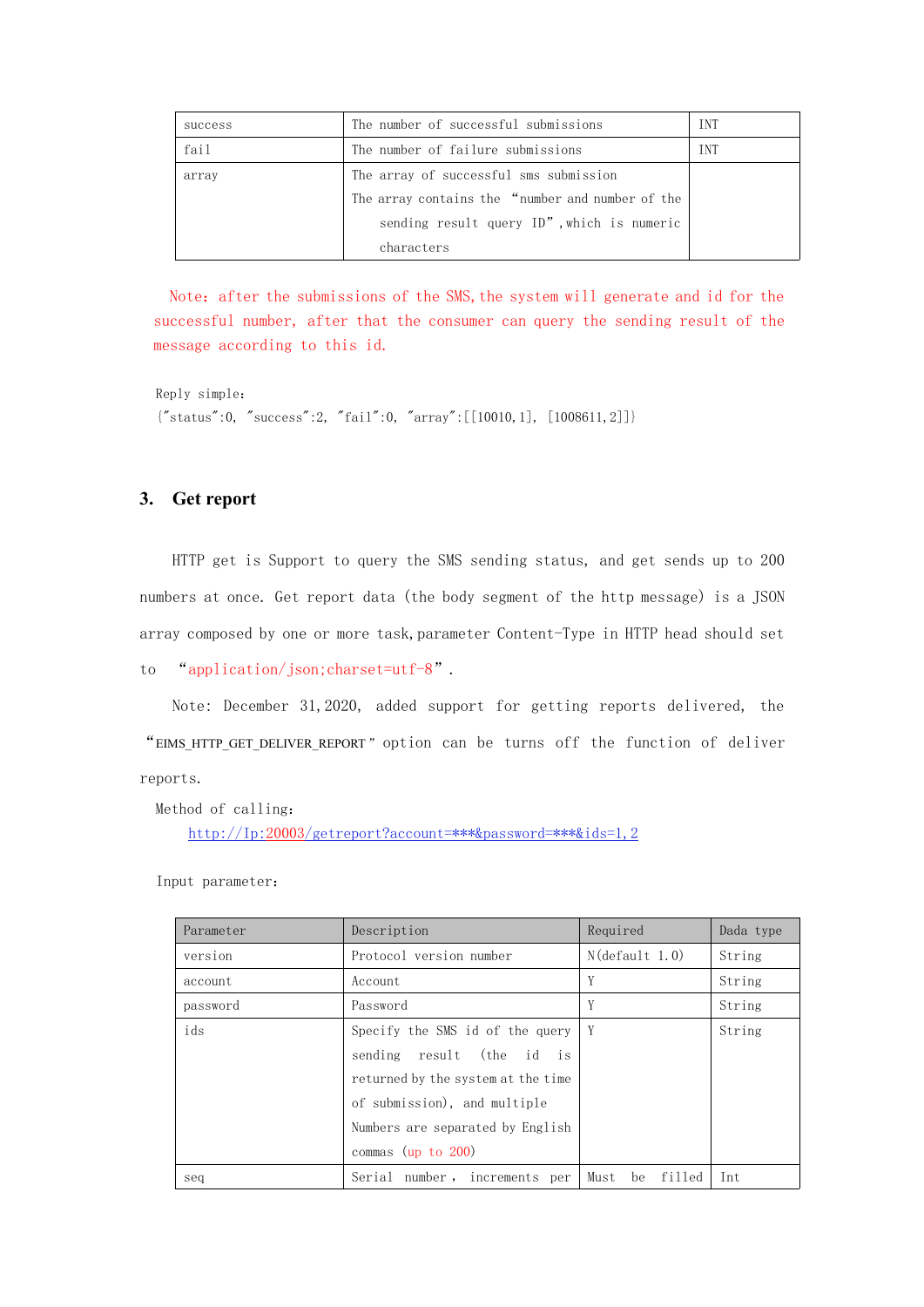| success | The number of successful submissions | INT |
|---|---|---|
| fail | The number of failure submissions | INT |
| array | The array of successful sms submission<br>The array contains the "number and number of the sending result query ID", which is numeric characters | |

Note: after the submissions of the SMS, the system will generate and id for the successful number, after that the consumer can query the sending result of the message according to this id.

Reply simple:

```
{"status":0, "success":2, "fail":0, "array":[[10010,1], [1008611,2]]}
```

## 3. Get report

HTTP get is Support to query the SMS sending status, and get sends up to 200 numbers at once. Get report data (the body segment of the http message) is a JSON array composed by one or more task, parameter Content-Type in HTTP head should set to "application/json;charset=utf-8".

Note: December 31, 2020, added support for getting reports delivered, the "EIMS_HTTP_GET_DELIVER_REPORT" option can be turns off the function of deliver reports.

Method of calling:

http://Ip:20003/getreport?account=***&password=***&ids=1,2

Input parameter:

| Parameter | Description | Required | Dada type |
|---|---|---|---|
| version | Protocol version number | N(default 1.0) | String |
| account | Account | Y | String |
| password | Password | Y | String |
| ids | Specify the SMS id of the query sending result (the id is returned by the system at the time of submission), and multiple Numbers are separated by English commas (up to 200) | Y | String |
| seq | Serial number, increments per | Must be filled | Int |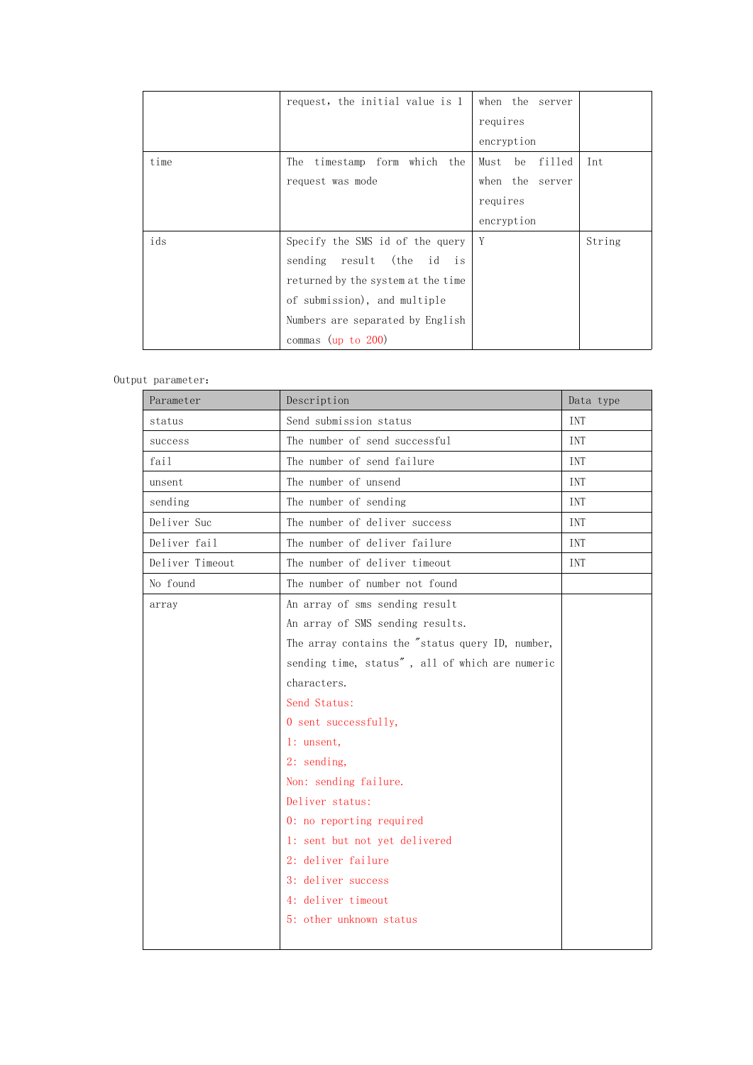|  |  |  |  |
|---|---|---|---|
|  | request, the initial value is 1 | when the server requires encryption |  |
| time | The timestamp form which the request was mode | Must be filled when the server requires encryption | Int |
| ids | Specify the SMS id of the query sending result (the id is returned by the system at the time of submission), and multiple Numbers are separated by English commas (up to 200) | Y | String |

Output parameter:

| Parameter | Description | Data type |
|---|---|---|
| status | Send submission status | INT |
| success | The number of send successful | INT |
| fail | The number of send failure | INT |
| unsent | The number of unsend | INT |
| sending | The number of sending | INT |
| Deliver Suc | The number of deliver success | INT |
| Deliver fail | The number of deliver failure | INT |
| Deliver Timeout | The number of deliver timeout | INT |
| No found | The number of number not found |  |
| array | An array of sms sending result<br>An array of SMS sending results.<br>The array contains the "status query ID, number, sending time, status" , all of which are numeric characters.<br>Send Status:<br>0 sent successfully,<br>1: unsent,<br>2: sending,<br>Non: sending failure.<br>Deliver status:<br>0: no reporting required<br>1: sent but not yet delivered<br>2: deliver failure<br>3: deliver success<br>4: deliver timeout<br>5: other unknown status |  |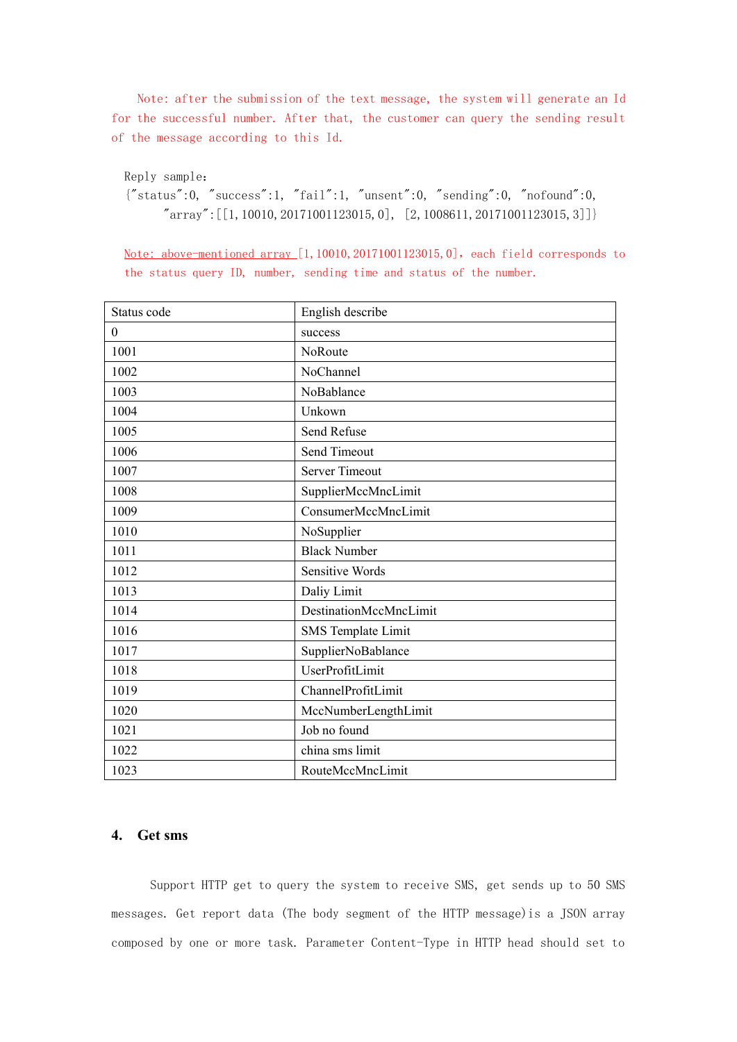Note: after the submission of the text message, the system will generate an Id for the successful number. After that, the customer can query the sending result of the message according to this Id.

Reply sample:

```
{"status":0, "success":1, "fail":1, "unsent":0, "sending":0, "nofound":0,
    "array":[[1,10010,20171001123015,0], [2,1008611,20171001123015,3]]}
```

Note: above-mentioned array [1,10010,20171001123015,0], each field corresponds to the status query ID, number, sending time and status of the number.

| Status code | English describe |
|---|---|
| 0 | success |
| 1001 | NoRoute |
| 1002 | NoChannel |
| 1003 | NoBablance |
| 1004 | Unkown |
| 1005 | Send Refuse |
| 1006 | Send Timeout |
| 1007 | Server Timeout |
| 1008 | SupplierMccMncLimit |
| 1009 | ConsumerMccMncLimit |
| 1010 | NoSupplier |
| 1011 | Black Number |
| 1012 | Sensitive Words |
| 1013 | Daliy Limit |
| 1014 | DestinationMccMncLimit |
| 1016 | SMS Template Limit |
| 1017 | SupplierNoBablance |
| 1018 | UserProfitLimit |
| 1019 | ChannelProfitLimit |
| 1020 | MccNumberLengthLimit |
| 1021 | Job no found |
| 1022 | china sms limit |
| 1023 | RouteMccMncLimit |

## 4. Get sms

Support HTTP get to query the system to receive SMS, get sends up to 50 SMS messages. Get report data (The body segment of the HTTP message)is a JSON array composed by one or more task. Parameter Content-Type in HTTP head should set to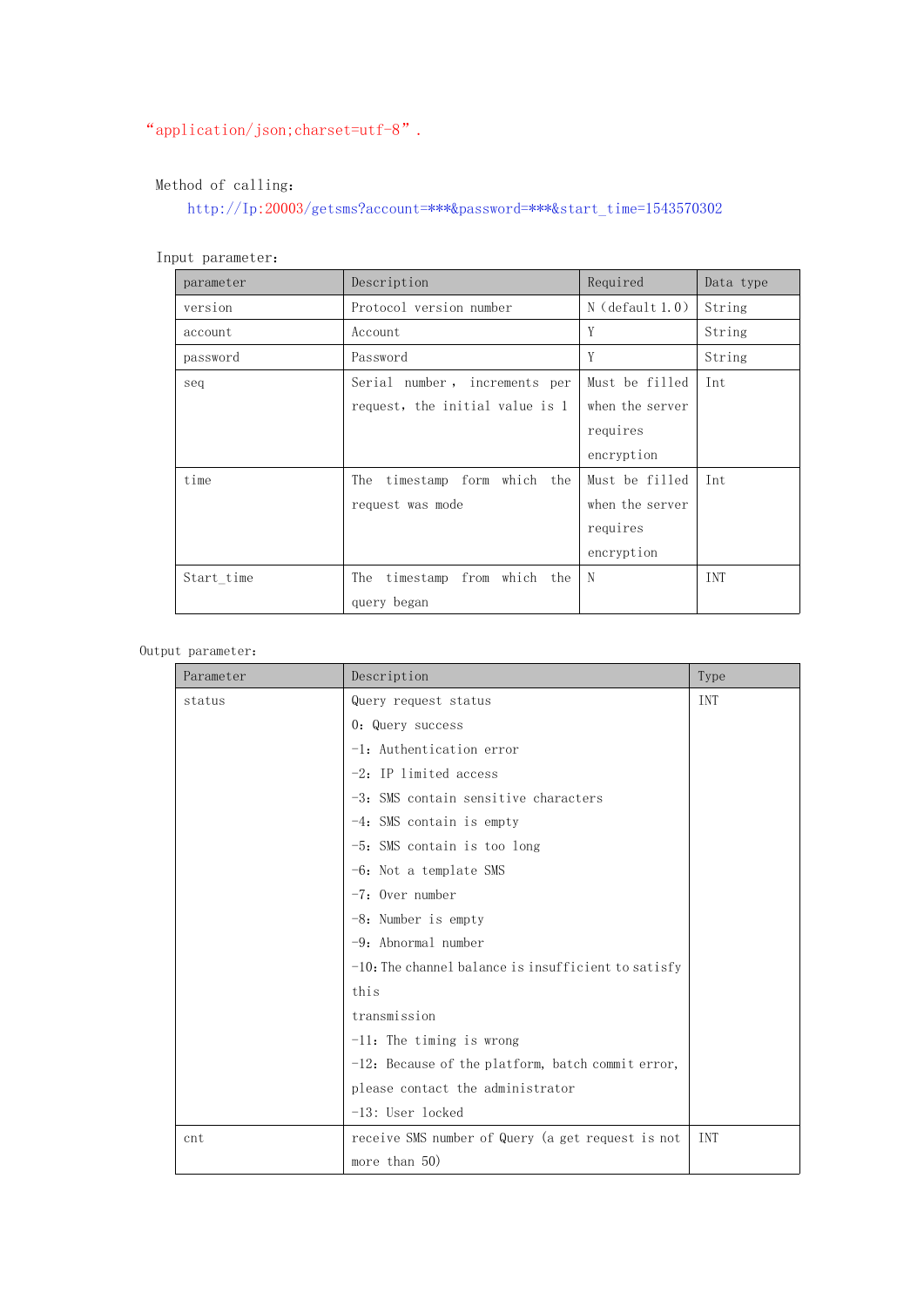"application/json;charset=utf-8".

Method of calling:

http://Ip:20003/getsms?account=***&password=***&start_time=1543570302

Input parameter:

| parameter | Description | Required | Data type |
| --- | --- | --- | --- |
| version | Protocol version number | N (default 1.0) | String |
| account | Account | Y | String |
| password | Password | Y | String |
| seq | Serial number, increments per request, the initial value is 1 | Must be filled when the server requires encryption | Int |
| time | The timestamp form which the request was mode | Must be filled when the server requires encryption | Int |
| Start_time | The timestamp from which the query began | N | INT |

Output parameter:

| Parameter | Description | Type |
| --- | --- | --- |
| status | Query request status<br>0: Query success<br>-1: Authentication error<br>-2: IP limited access<br>-3: SMS contain sensitive characters<br>-4: SMS contain is empty<br>-5: SMS contain is too long<br>-6: Not a template SMS<br>-7: Over number<br>-8: Number is empty<br>-9: Abnormal number<br>-10: The channel balance is insufficient to satisfy this transmission<br>-11: The timing is wrong<br>-12: Because of the platform, batch commit error, please contact the administrator<br>-13: User locked | INT |
| cnt | receive SMS number of Query (a get request is not more than 50) | INT |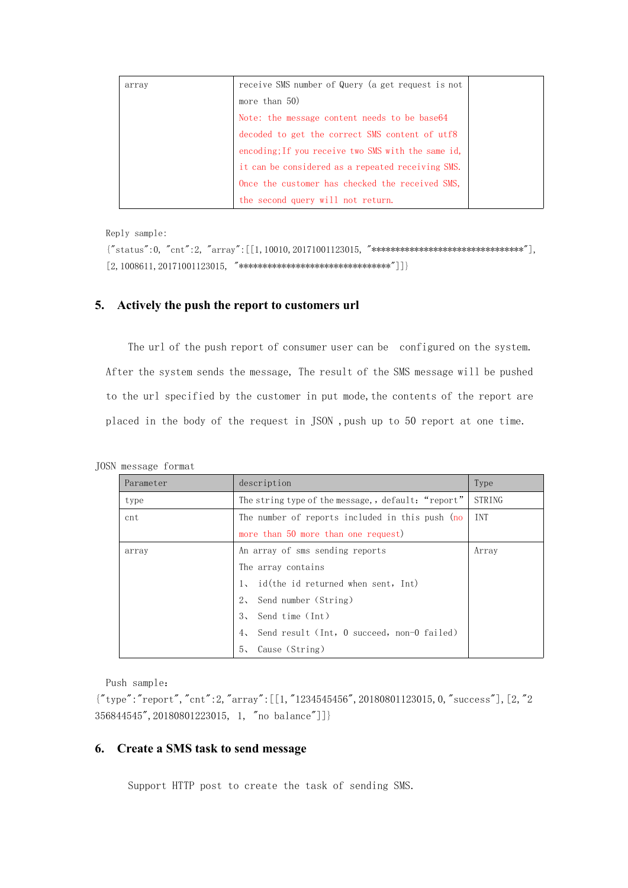| array | receive SMS number of Query (a get request is not more than 50) Note: the message content needs to be base64 decoded to get the correct SMS content of utf8 encoding;If you receive two SMS with the same id, it can be considered as a repeated receiving SMS. Once the customer has checked the received SMS, the second query will not return. | |
|---|---|---|

Reply sample:

```
{"status":0, "cnt":2, "array":[[1,10010,20171001123015, "********************************"],
[2,1008611,20171001123015, "********************************"]]}
```

## 5. Actively the push the report to customers url

The url of the push report of consumer user can be configured on the system. After the system sends the message, The result of the SMS message will be pushed to the url specified by the customer in put mode, the contents of the report are placed in the body of the request in JSON ,push up to 50 report at one time.

JOSN message format

| Parameter | description | Type |
|---|---|---|
| type | The string type of the message,, default: "report" | STRING |
| cnt | The number of reports included in this push (no more than 50 more than one request) | INT |
| array | An array of sms sending reports<br>The array contains<br>1、 id(the id returned when sent, Int)<br>2、 Send number (String)<br>3、 Send time (Int)<br>4、 Send result (Int, 0 succeed, non-0 failed)<br>5、 Cause (String) | Array |

Push sample:

```
{"type":"report","cnt":2,"array":[[1,"1234545456",20180801123015,0,"success"],[2,"2356844545",20180801223015, 1, "no balance"]]}
```

## 6. Create a SMS task to send message

Support HTTP post to create the task of sending SMS.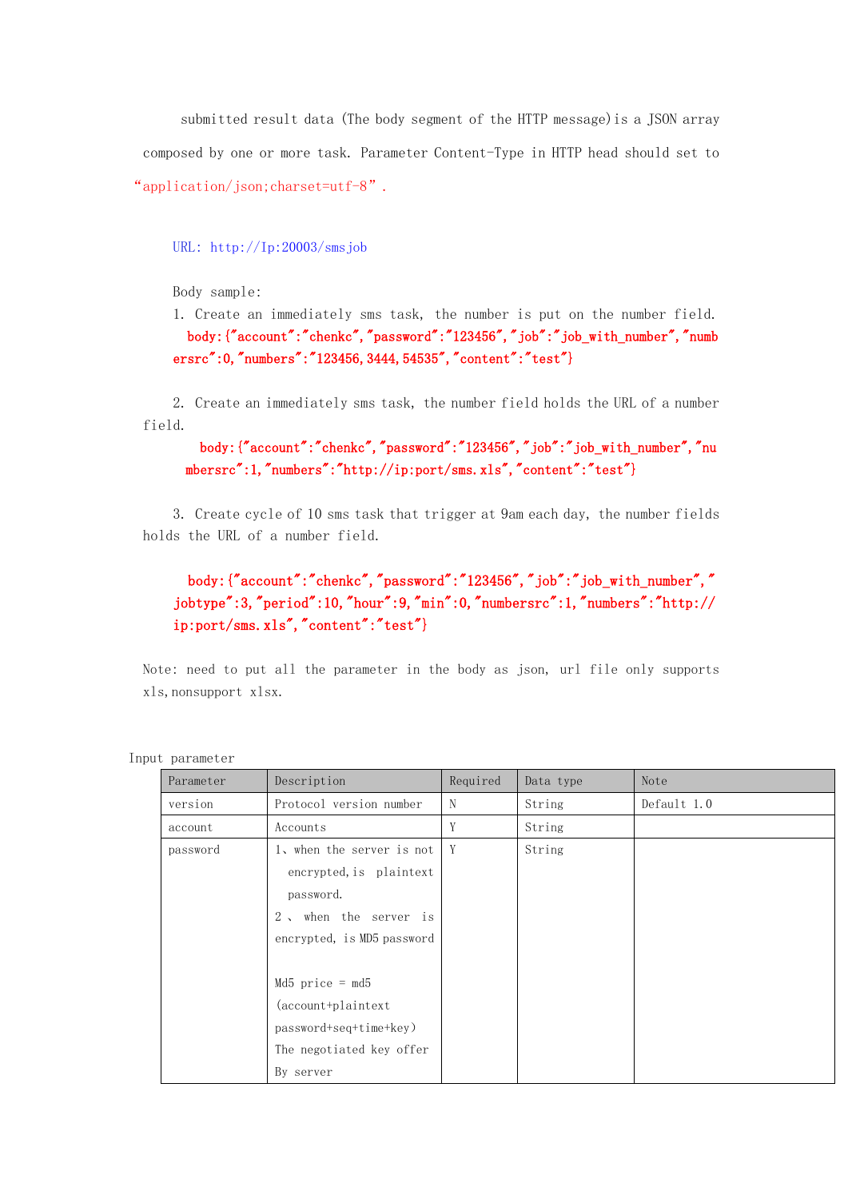submitted result data (The body segment of the HTTP message) is a JSON array composed by one or more task. Parameter Content-Type in HTTP head should set to "application/json;charset=utf-8".

URL: http://Ip:20003/smsjob

Body sample:

1. Create an immediately sms task, the number is put on the number field.

   body:{"account":"chenkc","password":"123456","job":"job_with_number","numbersrc":0,"numbers":"123456,3444,54535","content":"test"}

2. Create an immediately sms task, the number field holds the URL of a number field.

   body:{"account":"chenkc","password":"123456","job":"job_with_number","numbersrc":1,"numbers":"http://ip:port/sms.xls","content":"test"}

3. Create cycle of 10 sms task that trigger at 9am each day, the number fields holds the URL of a number field.

   body:{"account":"chenkc","password":"123456","job":"job_with_number","jobtype":3,"period":10,"hour":9,"min":0,"numbersrc":1,"numbers":"http://ip:port/sms.xls","content":"test"}

Note: need to put all the parameter in the body as json, url file only supports xls,nonsupport xlsx.

Input parameter

| Parameter | Description | Required | Data type | Note |
| --- | --- | --- | --- | --- |
| version | Protocol version number | N | String | Default 1.0 |
| account | Accounts | Y | String | |
| password | 1、when the server is not encrypted, is plaintext password.<br>2、when the server is encrypted, is MD5 password<br><br>Md5 price = md5 (account+plaintext password+seq+time+key)<br>The negotiated key offer By server | Y | String | |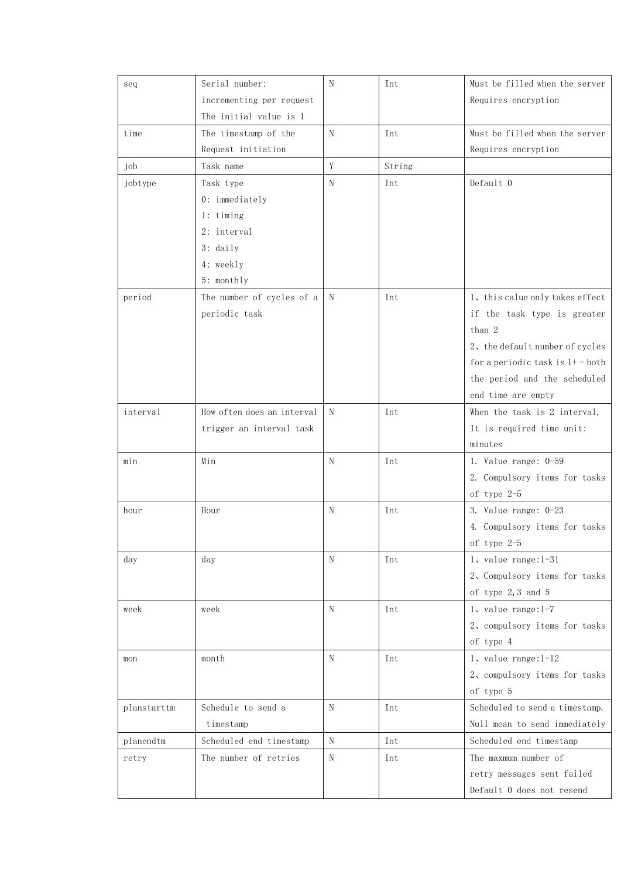| seq | Serial number: incrementing per request The initial value is 1 | N | Int | Must be filled when the server Requires encryption |
|---|---|---|---|---|
| time | The timestamp of the Request initiation | N | Int | Must be filled when the server Requires encryption |
| job | Task name | Y | String | |
| jobtype | Task type<br>0: immediately<br>1: timing<br>2: interval<br>3: daily<br>4: weekly<br>5: monthly | N | Int | Default 0 |
| period | The number of cycles of a periodic task | N | Int | 1、this calue only takes effect if the task type is greater than 2<br>2、the default number of cycles for a periodic task is 1+ - both the period and the scheduled end time are empty |
| interval | How often does an interval trigger an interval task | N | Int | When the task is 2 interval, It is required time unit: minutes |
| min | Min | N | Int | 1. Value range: 0-59<br>2. Compulsory items for tasks of type 2-5 |
| hour | Hour | N | Int | 3. Value range: 0-23<br>4. Compulsory items for tasks of type 2-5 |
| day | day | N | Int | 1、value range:1-31<br>2、Compulsory items for tasks of type 2,3 and 5 |
| week | week | N | Int | 1、value range:1-7<br>2、compulsory items for tasks of type 4 |
| mon | month | N | Int | 1、value range:1-12<br>2、compulsory items for tasks of type 5 |
| planstarttm | Schedule to send a timestamp | N | Int | Scheduled to send a timestamp. Null mean to send immediately |
| planendtm | Scheduled end timestamp | N | Int | Scheduled end timestamp |
| retry | The number of retries | N | Int | The maxmum number of retry messages sent failed Default 0 does not resend |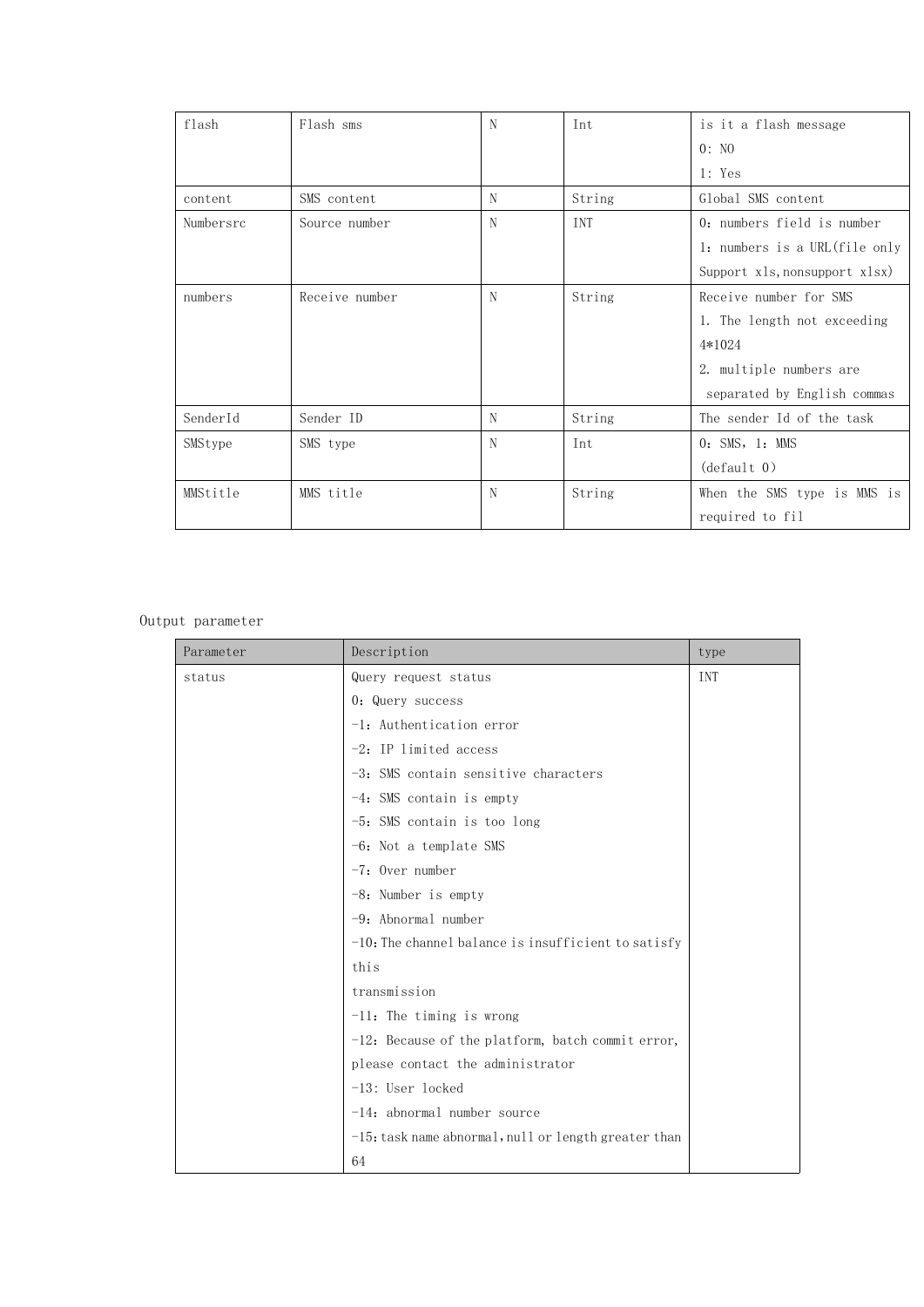| flash | Flash sms | N | Int | is it a flash message<br>0: NO<br>1: Yes |
|---|---|---|---|---|
| content | SMS content | N | String | Global SMS content |
| Numbersrc | Source number | N | INT | 0: numbers field is number<br>1: numbers is a URL(file only Support xls,nonsupport xlsx) |
| numbers | Receive number | N | String | Receive number for SMS<br>1. The length not exceeding 4*1024<br>2. multiple numbers are separated by English commas |
| SenderId | Sender ID | N | String | The sender Id of the task |
| SMStype | SMS type | N | Int | 0: SMS, 1: MMS<br>(default 0) |
| MMStitle | MMS title | N | String | When the SMS type is MMS is required to fil |

Output parameter

| Parameter | Description | type |
|---|---|---|
| status | Query request status<br>0: Query success<br>-1: Authentication error<br>-2: IP limited access<br>-3: SMS contain sensitive characters<br>-4: SMS contain is empty<br>-5: SMS contain is too long<br>-6: Not a template SMS<br>-7: Over number<br>-8: Number is empty<br>-9: Abnormal number<br>-10: The channel balance is insufficient to satisfy this transmission<br>-11: The timing is wrong<br>-12: Because of the platform, batch commit error, please contact the administrator<br>-13: User locked<br>-14: abnormal number source<br>-15: task name abnormal, null or length greater than 64 | INT |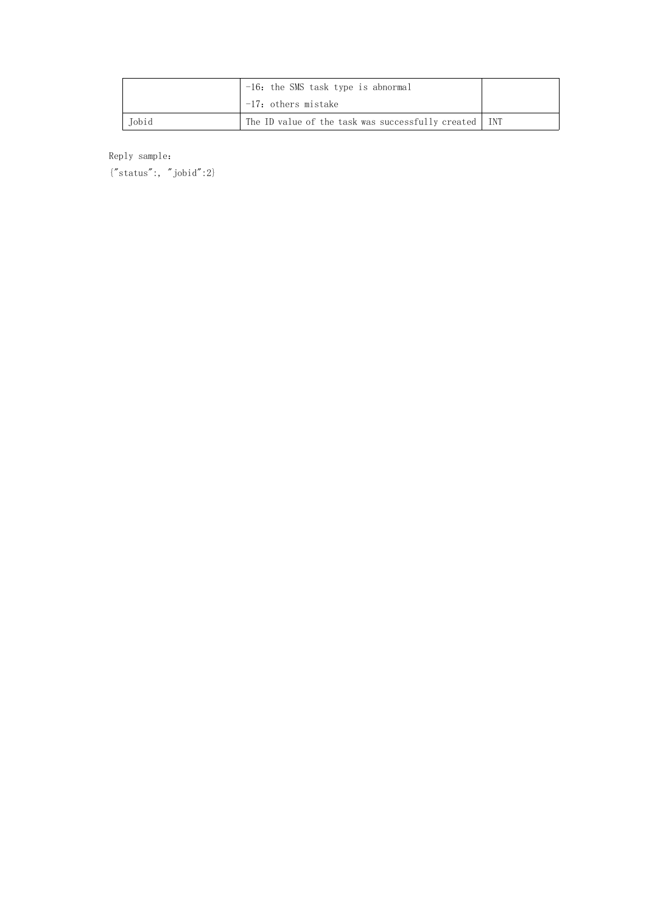| | | |
|---|---|---|
| | -16: the SMS task type is abnormal<br>-17: others mistake | |
| Jobid | The ID value of the task was successfully created | INT |

Reply sample:

{"status":, "jobid":2}